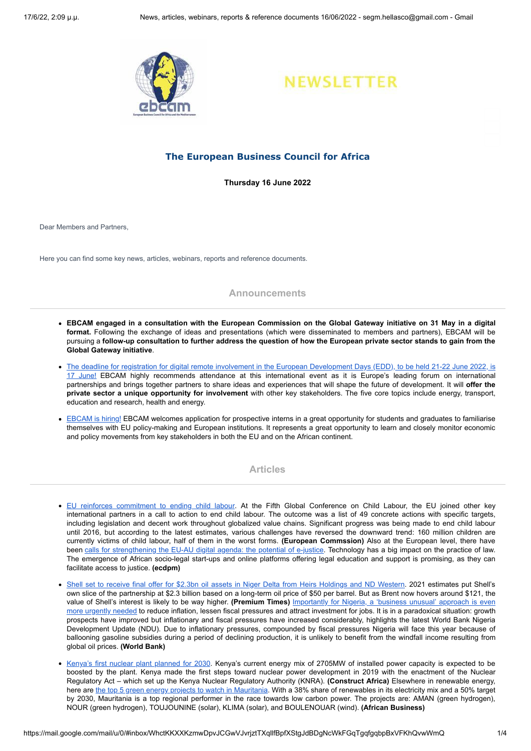NEWSLETTER

## The European Business Council for Africa

**Thursday 16 June 2022**

Dear Members and Partners,

Here you can find some key news, articles, webinars, reports and reference documents.

### Announcements

- **EBCAM engaged in a consultation with the European Commission on the Global Gateway initiative on 31 May in a digital format.** Following the exchange of ideas and presentations (which were disseminated to members and partners), EBCAM will be pursuing a **follow-up consultation to further address the question of how the European private sector stands to gain from the Global Gateway initiative**.
- The deadline for registration for digital remote involvement in the European Development Days (EDD), to be held 21-22 June 2022, is 17 June! EBCAM highly recommends attendance at this international event as it is Europe's leading forum on international partnerships and brings together partners to share ideas and experiences that will shape the future of development. It will **offer the private sector a unique opportunity for involvement** with other key stakeholders. The five core topics include energy, transport, education and research, health and energy.
- EBCAM is hiring! EBCAM welcomes application for prospective interns in a great opportunity for students and graduates to familiarise themselves with EU policy-making and European institutions. It represents a great opportunity to learn and closely monitor economic and policy movements from key stakeholders in both the EU and on the African continent.

### Articles

- EU reinforces commitment to ending child labour. At the Fifth Global Conference on Child Labour, the EU joined other key international partners in a call to action to end child labour. The outcome was a list of 49 concrete actions with specific targets, including legislation and decent work throughout globalized value chains. Significant progress was being made to end child labour until 2016, but according to the latest estimates, various challenges have reversed the downward trend: 160 million children are currently victims of child labour, half of them in the worst forms. **(European Commssion)** Also at the European level, there have been calls for strengthening the EU-AU digital agenda: the potential of e-justice. Technology has a big impact on the practice of law. The emergence of African socio-legal start-ups and online platforms offering legal education and support is promising, as they can facilitate access to justice. **(ecdpm)**
- Shell set to receive final offer for $2.3bn oil assets in Niger Delta from Heirs Holdings and ND Western. 2021 estimates put Shell's own slice of the partnership at $2.3 billion based on a long-term oil price of $50 per barrel. But as Brent now hovers around $121, the value of Shell's interest is likely to be way higher. **(Premium Times)** Importantly for Nigeria, a 'business unusual' approach is even more urgently needed to reduce inflation, lessen fiscal pressures and attract investment for jobs. It is in a paradoxical situation: growth prospects have improved but inflationary and fiscal pressures have increased considerably, highlights the latest World Bank Nigeria Development Update (NDU). Due to inflationary pressures, compounded by fiscal pressures Nigeria will face this year because of ballooning gasoline subsidies during a period of declining production, it is unlikely to benefit from the windfall income resulting from global oil prices. **(World Bank)**
- Kenya's first nuclear plant planned for 2030. Kenya's current energy mix of 2705MW of installed power capacity is expected to be boosted by the plant. Kenya made the first steps toward nuclear power development in 2019 with the enactment of the Nuclear Regulatory Act – which set up the Kenya Nuclear Regulatory Authority (KNRA). **(Construct Africa)** Elsewhere in renewable energy, here are the top 5 green energy projects to watch in Mauritania. With a 38% share of renewables in its electricity mix and a 50% target by 2030, Mauritania is a top regional performer in the race towards low carbon power. The projects are: AMAN (green hydrogen), NOUR (green hydrogen), TOUJOUNINE (solar), KLIMA (solar), and BOULENOUAR (wind). **(African Business)**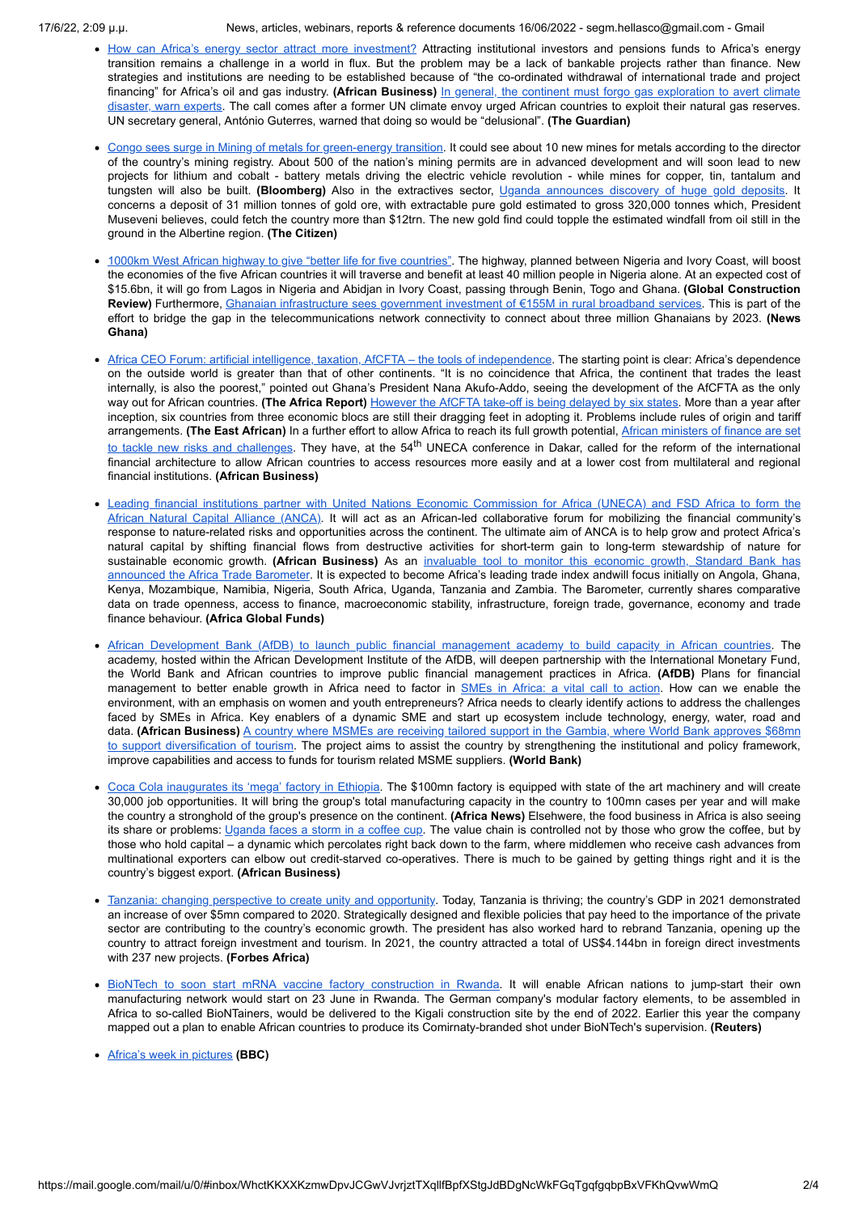- How can Africa's energy sector attract more investment? Attracting institutional investors and pensions funds to Africa's energy transition remains a challenge in a world in flux. But the problem may be a lack of bankable projects rather than finance. New strategies and institutions are needing to be established because of "the co-ordinated withdrawal of international trade and project financing" for Africa's oil and gas industry. **(African Business)** In general, the continent must forgo gas exploration to avert climate disaster, warn experts. The call comes after a former UN climate envoy urged African countries to exploit their natural gas reserves. UN secretary general, António Guterres, warned that doing so would be "delusional". **(The Guardian)**

- Congo sees surge in Mining of metals for green-energy transition. It could see about 10 new mines for metals according to the director of the country's mining registry. About 500 of the nation's mining permits are in advanced development and will soon lead to new projects for lithium and cobalt - battery metals driving the electric vehicle revolution - while mines for copper, tin, tantalum and tungsten will also be built. **(Bloomberg)** Also in the extractives sector, Uganda announces discovery of huge gold deposits. It concerns a deposit of 31 million tonnes of gold ore, with extractable pure gold estimated to gross 320,000 tonnes which, President Museveni believes, could fetch the country more than $12trn. The new gold find could topple the estimated windfall from oil still in the ground in the Albertine region. **(The Citizen)**

- 1000km West African highway to give "better life for five countries". The highway, planned between Nigeria and Ivory Coast, will boost the economies of the five African countries it will traverse and benefit at least 40 million people in Nigeria alone. At an expected cost of $15.6bn, it will go from Lagos in Nigeria and Abidjan in Ivory Coast, passing through Benin, Togo and Ghana. **(Global Construction Review)** Furthermore, Ghanaian infrastructure sees government investment of €155M in rural broadband services. This is part of the effort to bridge the gap in the telecommunications network connectivity to connect about three million Ghanaians by 2023. **(News Ghana)**

- Africa CEO Forum: artificial intelligence, taxation, AfCFTA – the tools of independence. The starting point is clear: Africa's dependence on the outside world is greater than that of other continents. "It is no coincidence that Africa, the continent that trades the least internally, is also the poorest," pointed out Ghana's President Nana Akufo-Addo, seeing the development of the AfCFTA as the only way out for African countries. **(The Africa Report)** However the AfCFTA take-off is being delayed by six states. More than a year after inception, six countries from three economic blocs are still their dragging feet in adopting it. Problems include rules of origin and tariff arrangements. **(The East African)** In a further effort to allow Africa to reach its full growth potential, African ministers of finance are set to tackle new risks and challenges. They have, at the 54th UNECA conference in Dakar, called for the reform of the international financial architecture to allow African countries to access resources more easily and at a lower cost from multilateral and regional financial institutions. **(African Business)**

- Leading financial institutions partner with United Nations Economic Commission for Africa (UNECA) and FSD Africa to form the African Natural Capital Alliance (ANCA). It will act as an African-led collaborative forum for mobilizing the financial community's response to nature-related risks and opportunities across the continent. The ultimate aim of ANCA is to help grow and protect Africa's natural capital by shifting financial flows from destructive activities for short-term gain to long-term stewardship of nature for sustainable economic growth. **(African Business)** As an invaluable tool to monitor this economic growth, Standard Bank has announced the Africa Trade Barometer. It is expected to become Africa's leading trade index andwill focus initially on Angola, Ghana, Kenya, Mozambique, Namibia, Nigeria, South Africa, Uganda, Tanzania and Zambia. The Barometer, currently shares comparative data on trade openness, access to finance, macroeconomic stability, infrastructure, foreign trade, governance, economy and trade finance behaviour. **(Africa Global Funds)**

- African Development Bank (AfDB) to launch public financial management academy to build capacity in African countries. The academy, hosted within the African Development Institute of the AfDB, will deepen partnership with the International Monetary Fund, the World Bank and African countries to improve public financial management practices in Africa. **(AfDB)** Plans for financial management to better enable growth in Africa need to factor in SMEs in Africa: a vital call to action. How can we enable the environment, with an emphasis on women and youth entrepreneurs? Africa needs to clearly identify actions to address the challenges faced by SMEs in Africa. Key enablers of a dynamic SME and start up ecosystem include technology, energy, water, road and data. **(African Business)** A country where MSMEs are receiving tailored support in the Gambia, where World Bank approves $68mn to support diversification of tourism. The project aims to assist the country by strengthening the institutional and policy framework, improve capabilities and access to funds for tourism related MSME suppliers. **(World Bank)**

- Coca Cola inaugurates its 'mega' factory in Ethiopia. The $100mn factory is equipped with state of the art machinery and will create 30,000 job opportunities. It will bring the group's total manufacturing capacity in the country to 100mn cases per year and will make the country a stronghold of the group's presence on the continent. **(Africa News)** Elsewhere, the food business in Africa is also seeing its share or problems: Uganda faces a storm in a coffee cup. The value chain is controlled not by those who grow the coffee, but by those who hold capital – a dynamic which percolates right back down to the farm, where middlemen who receive cash advances from multinational exporters can elbow out credit-starved co-operatives. There is much to be gained by getting things right and it is the country's biggest export. **(African Business)**

- Tanzania: changing perspective to create unity and opportunity. Today, Tanzania is thriving; the country's GDP in 2021 demonstrated an increase of over $5mn compared to 2020. Strategically designed and flexible policies that pay heed to the importance of the private sector are contributing to the country's economic growth. The president has also worked hard to rebrand Tanzania, opening up the country to attract foreign investment and tourism. In 2021, the country attracted a total of US$4.144bn in foreign direct investments with 237 new projects. **(Forbes Africa)**

- BioNTech to soon start mRNA vaccine factory construction in Rwanda. It will enable African nations to jump-start their own manufacturing network would start on 23 June in Rwanda. The German company's modular factory elements, to be assembled in Africa to so-called BioNTainers, would be delivered to the Kigali construction site by the end of 2022. Earlier this year the company mapped out a plan to enable African countries to produce its Comirnaty-branded shot under BioNTech's supervision. **(Reuters)**

- Africa's week in pictures **(BBC)**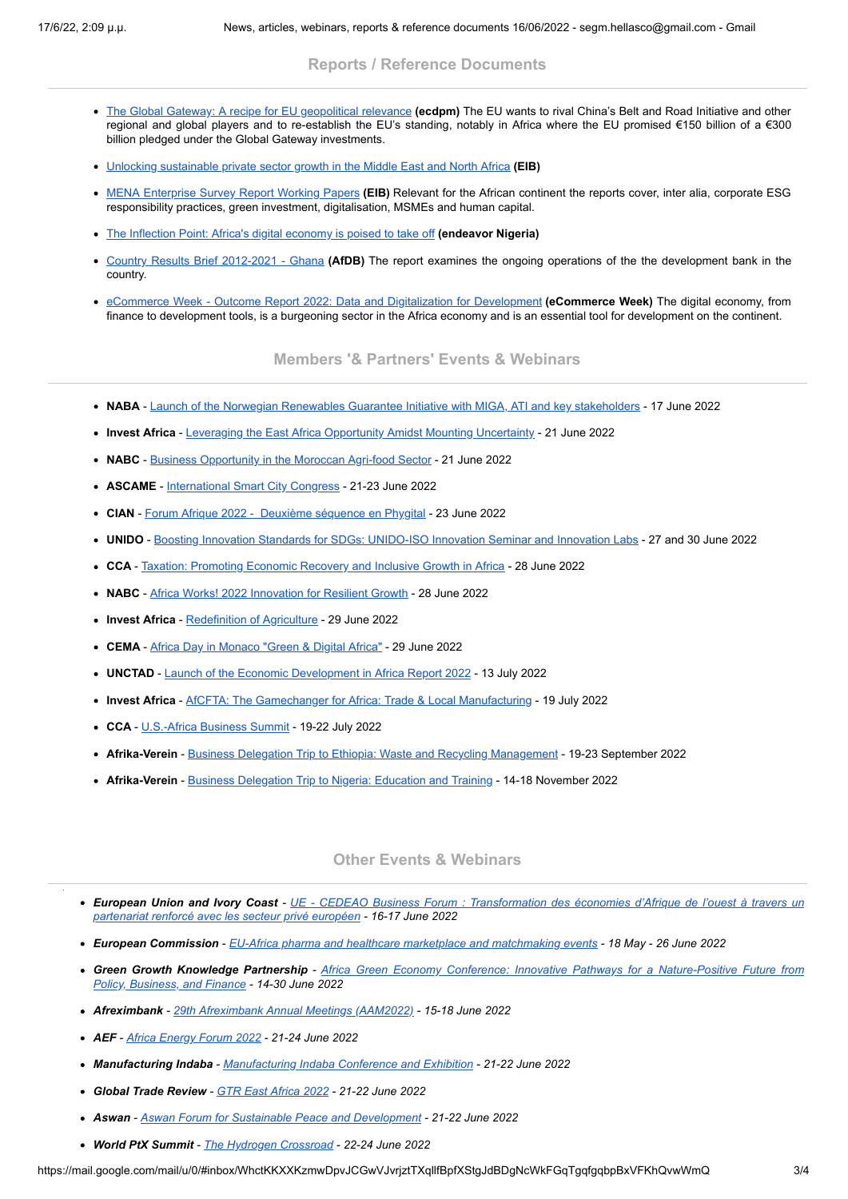## Reports / Reference Documents

- The Global Gateway: A recipe for EU geopolitical relevance **(ecdpm)** The EU wants to rival China's Belt and Road Initiative and other regional and global players and to re-establish the EU's standing, notably in Africa where the EU promised €150 billion of a €300 billion pledged under the Global Gateway investments.
- Unlocking sustainable private sector growth in the Middle East and North Africa **(EIB)**
- MENA Enterprise Survey Report Working Papers **(EIB)** Relevant for the African continent the reports cover, inter alia, corporate ESG responsibility practices, green investment, digitalisation, MSMEs and human capital.
- The Inflection Point: Africa's digital economy is poised to take off **(endeavor Nigeria)**
- Country Results Brief 2012-2021 - Ghana **(AfDB)** The report examines the ongoing operations of the the development bank in the country.
- eCommerce Week - Outcome Report 2022: Data and Digitalization for Development **(eCommerce Week)** The digital economy, from finance to development tools, is a burgeoning sector in the Africa economy and is an essential tool for development on the continent.

## Members '& Partners' Events & Webinars

- **NABA** - Launch of the Norwegian Renewables Guarantee Initiative with MIGA, ATI and key stakeholders - 17 June 2022
- **Invest Africa** - Leveraging the East Africa Opportunity Amidst Mounting Uncertainty - 21 June 2022
- **NABC** - Business Opportunity in the Moroccan Agri-food Sector - 21 June 2022
- **ASCAME** - International Smart City Congress - 21-23 June 2022
- **CIAN** - Forum Afrique 2022 - Deuxième séquence en Phygital - 23 June 2022
- **UNIDO** - Boosting Innovation Standards for SDGs: UNIDO-ISO Innovation Seminar and Innovation Labs - 27 and 30 June 2022
- **CCA** - Taxation: Promoting Economic Recovery and Inclusive Growth in Africa - 28 June 2022
- **NABC** - Africa Works! 2022 Innovation for Resilient Growth - 28 June 2022
- **Invest Africa** - Redefinition of Agriculture - 29 June 2022
- **CEMA** - Africa Day in Monaco "Green & Digital Africa" - 29 June 2022
- **UNCTAD** - Launch of the Economic Development in Africa Report 2022 - 13 July 2022
- **Invest Africa** - AfCFTA: The Gamechanger for Africa: Trade & Local Manufacturing - 19 July 2022
- **CCA** - U.S.-Africa Business Summit - 19-22 July 2022
- **Afrika-Verein** - Business Delegation Trip to Ethiopia: Waste and Recycling Management - 19-23 September 2022
- **Afrika-Verein** - Business Delegation Trip to Nigeria: Education and Training - 14-18 November 2022

## Other Events & Webinars

- ***European Union and Ivory Coast*** - *UE - CEDEAO Business Forum : Transformation des économies d'Afrique de l'ouest à travers un partenariat renforcé avec les secteur privé européen - 16-17 June 2022*
- ***European Commission*** - *EU-Africa pharma and healthcare marketplace and matchmaking events - 18 May - 26 June 2022*
- ***Green Growth Knowledge Partnership*** - *Africa Green Economy Conference: Innovative Pathways for a Nature-Positive Future from Policy, Business, and Finance - 14-30 June 2022*
- ***Afreximbank*** - *29th Afreximbank Annual Meetings (AAM2022) - 15-18 June 2022*
- ***AEF*** - *Africa Energy Forum 2022 - 21-24 June 2022*
- ***Manufacturing Indaba*** - *Manufacturing Indaba Conference and Exhibition - 21-22 June 2022*
- ***Global Trade Review*** - *GTR East Africa 2022 - 21-22 June 2022*
- ***Aswan*** - *Aswan Forum for Sustainable Peace and Development - 21-22 June 2022*
- ***World PtX Summit*** - *The Hydrogen Crossroad - 22-24 June 2022*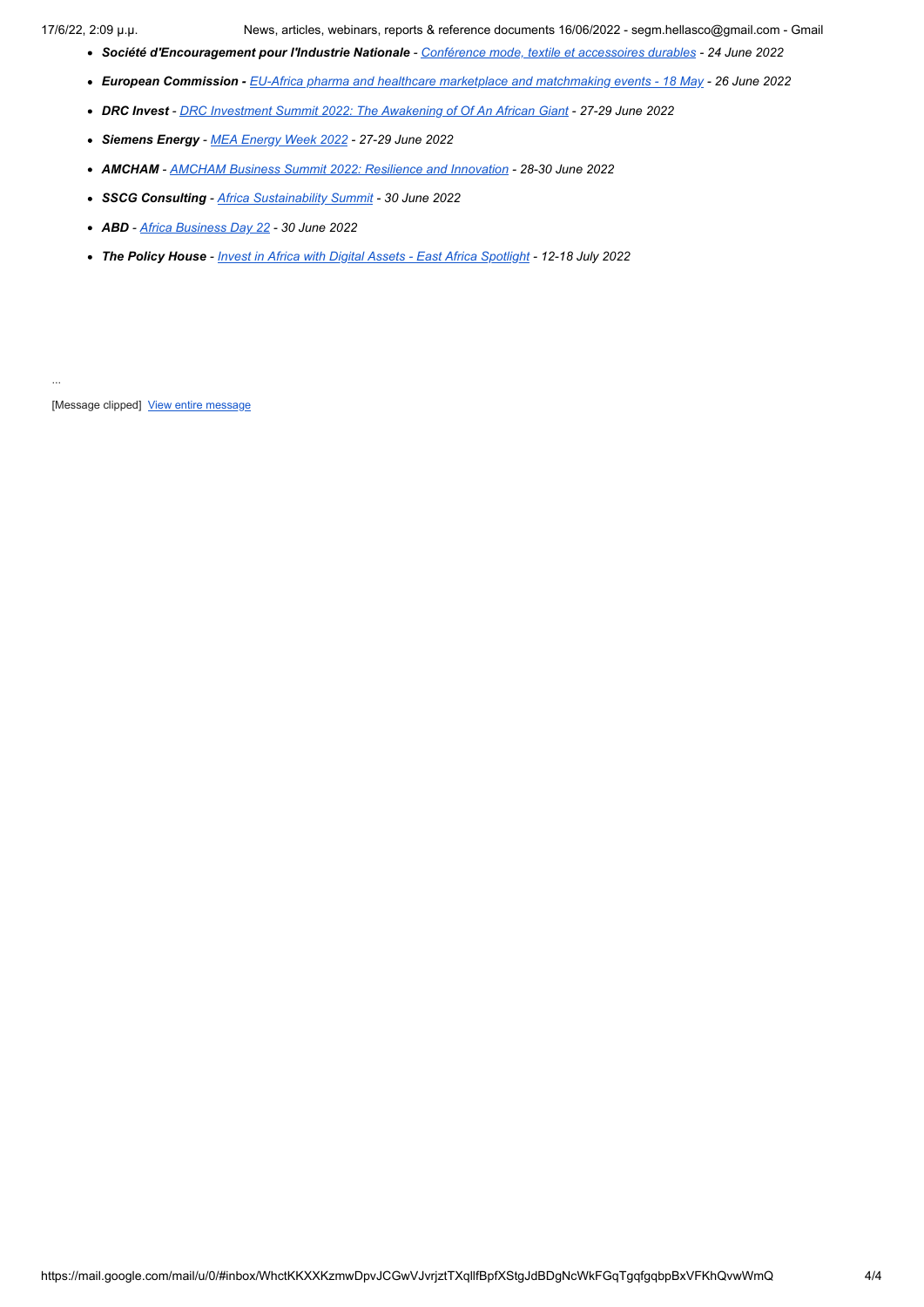- ***Société d'Encouragement pour l'Industrie Nationale*** - *[Conférence mode, textile et accessoires durables]* - *24 June 2022*
- ***European Commission -*** *[EU-Africa pharma and healthcare marketplace and matchmaking events - 18 May]* - *26 June 2022*
- ***DRC Invest*** - *[DRC Investment Summit 2022: The Awakening of Of An African Giant]* - *27-29 June 2022*
- ***Siemens Energy*** - *[MEA Energy Week 2022]* - *27-29 June 2022*
- ***AMCHAM*** - *[AMCHAM Business Summit 2022: Resilience and Innovation]* - *28-30 June 2022*
- ***SSCG Consulting*** - *[Africa Sustainability Summit]* - *30 June 2022*
- ***ABD*** - *[Africa Business Day 22]* - *30 June 2022*
- ***The Policy House*** - *[Invest in Africa with Digital Assets - East Africa Spotlight]* - *12-18 July 2022*

...

[Message clipped] View entire message